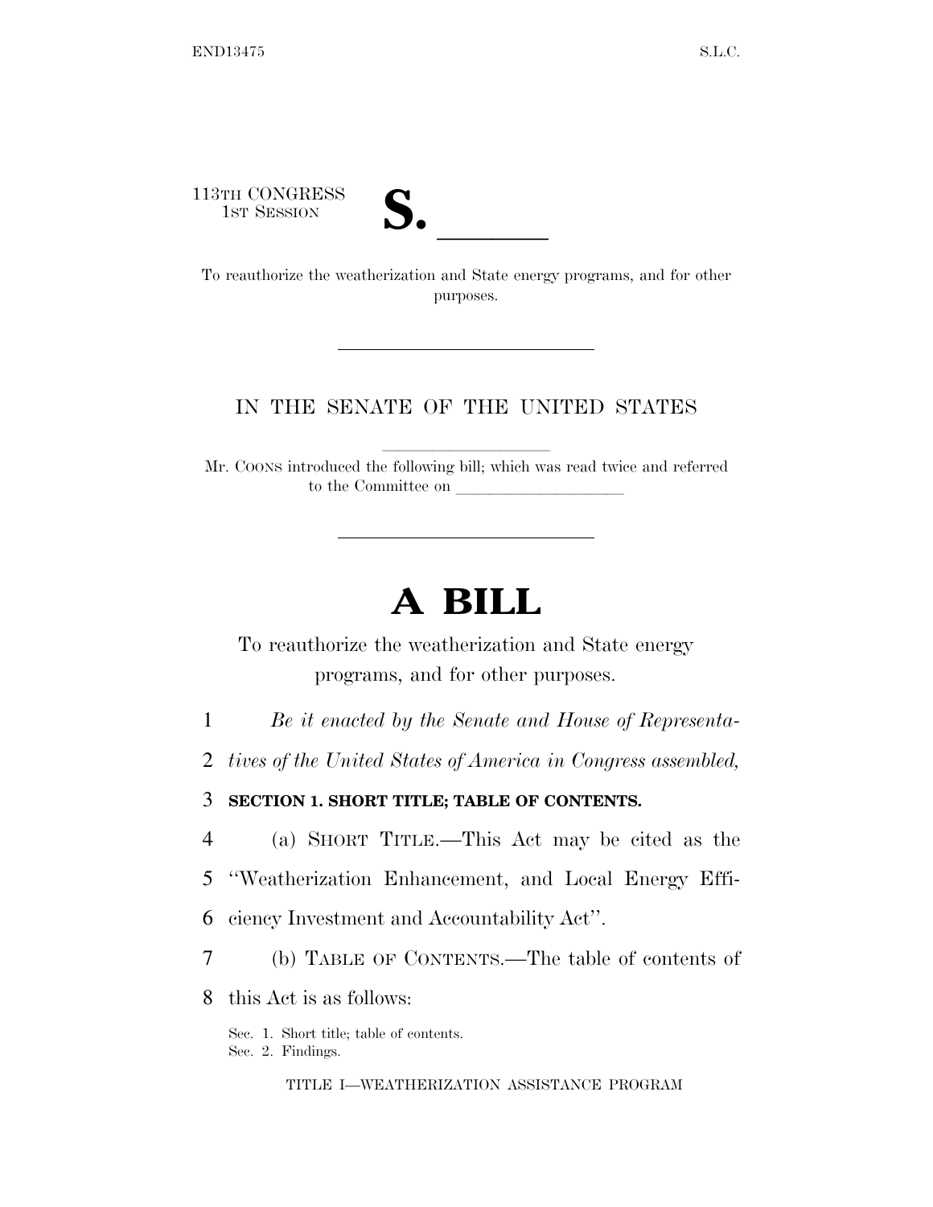113TH CONGRESS
1ST SESSION

# S. \_\_\_\_\_\_

To reauthorize the weatherization and State energy programs, and for other purposes.

---

IN THE SENATE OF THE UNITED STATES

Mr. COONS introduced the following bill; which was read twice and referred to the Committee on \_\_\_\_\_\_\_\_\_\_\_\_\_\_\_\_\_\_\_\_

---

# A BILL

To reauthorize the weatherization and State energy programs, and for other purposes.

1 *Be it enacted by the Senate and House of Representa-*
2 *tives of the United States of America in Congress assembled,*

3 **SECTION 1. SHORT TITLE; TABLE OF CONTENTS.**

4 (a) SHORT TITLE.—This Act may be cited as the
5 "Weatherization Enhancement, and Local Energy Effi-
6 ciency Investment and Accountability Act".
7 (b) TABLE OF CONTENTS.—The table of contents of
8 this Act is as follows:

Sec. 1. Short title; table of contents.
Sec. 2. Findings.

TITLE I—WEATHERIZATION ASSISTANCE PROGRAM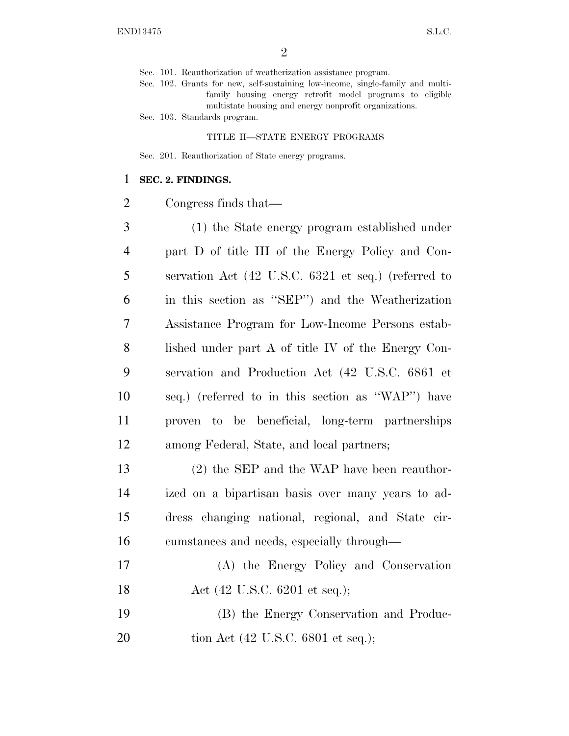Sec. 101. Reauthorization of weatherization assistance program.
Sec. 102. Grants for new, self-sustaining low-income, single-family and multifamily housing energy retrofit model programs to eligible multistate housing and energy nonprofit organizations.
Sec. 103. Standards program.

TITLE II—STATE ENERGY PROGRAMS

Sec. 201. Reauthorization of State energy programs.

**SEC. 2. FINDINGS.**

Congress finds that—

(1) the State energy program established under part D of title III of the Energy Policy and Conservation Act (42 U.S.C. 6321 et seq.) (referred to in this section as ''SEP'') and the Weatherization Assistance Program for Low-Income Persons established under part A of title IV of the Energy Conservation and Production Act (42 U.S.C. 6861 et seq.) (referred to in this section as ''WAP'') have proven to be beneficial, long-term partnerships among Federal, State, and local partners;

(2) the SEP and the WAP have been reauthorized on a bipartisan basis over many years to address changing national, regional, and State circumstances and needs, especially through—

(A) the Energy Policy and Conservation Act (42 U.S.C. 6201 et seq.);

(B) the Energy Conservation and Production Act (42 U.S.C. 6801 et seq.);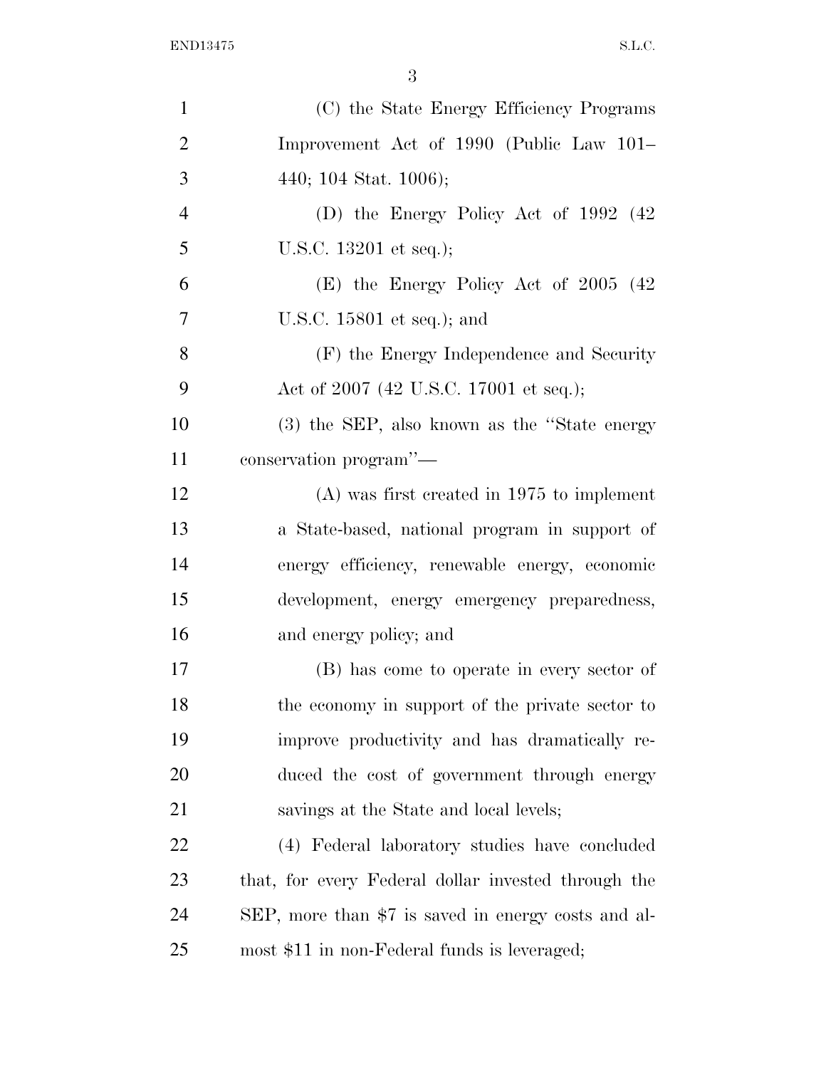(C) the State Energy Efficiency Programs Improvement Act of 1990 (Public Law 101–440; 104 Stat. 1006);

(D) the Energy Policy Act of 1992 (42 U.S.C. 13201 et seq.);

(E) the Energy Policy Act of 2005 (42 U.S.C. 15801 et seq.); and

(F) the Energy Independence and Security Act of 2007 (42 U.S.C. 17001 et seq.);

(3) the SEP, also known as the "State energy conservation program"—

(A) was first created in 1975 to implement a State-based, national program in support of energy efficiency, renewable energy, economic development, energy emergency preparedness, and energy policy; and

(B) has come to operate in every sector of the economy in support of the private sector to improve productivity and has dramatically reduced the cost of government through energy savings at the State and local levels;

(4) Federal laboratory studies have concluded that, for every Federal dollar invested through the SEP, more than $7 is saved in energy costs and almost $11 in non-Federal funds is leveraged;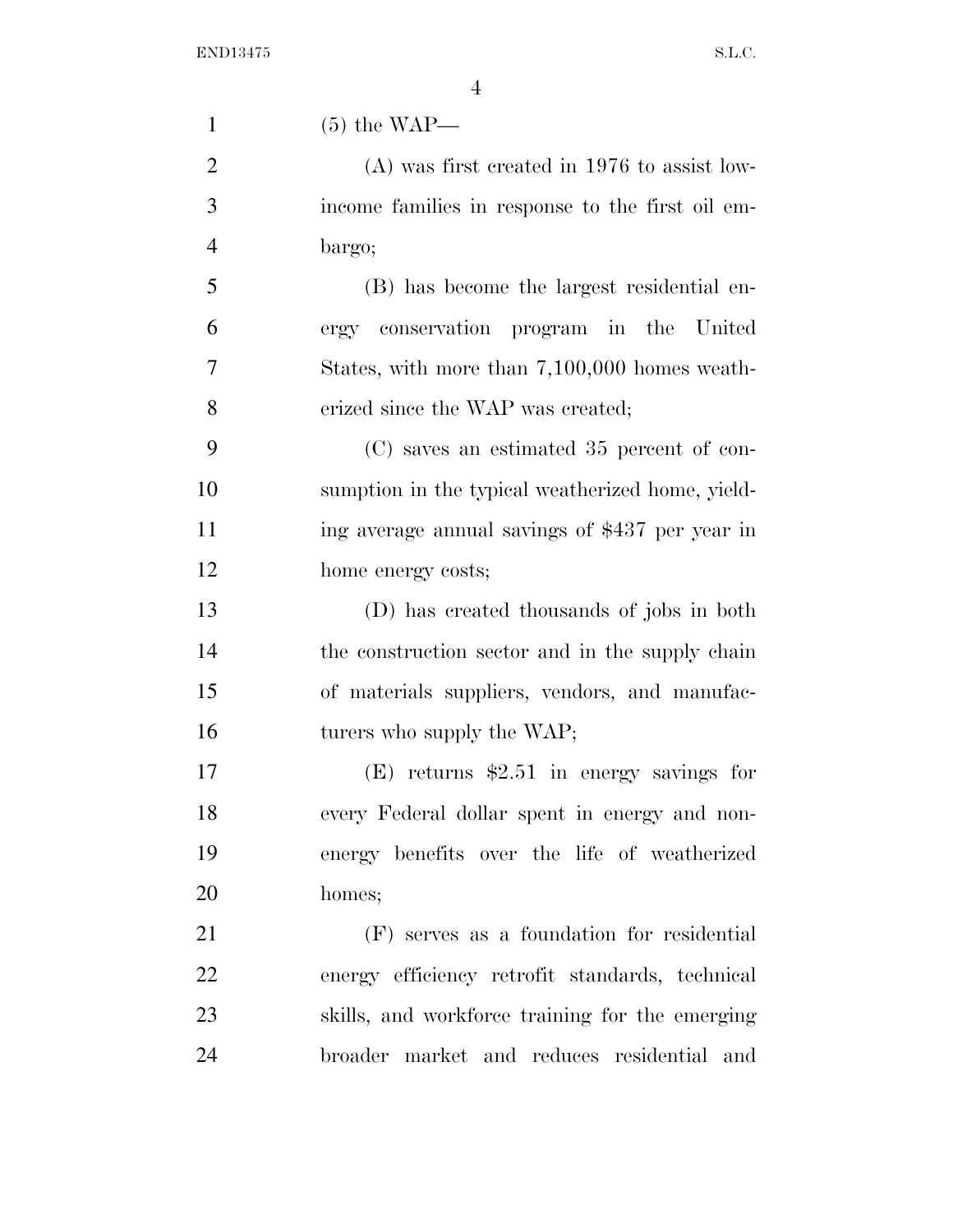(5) the WAP—

(A) was first created in 1976 to assist low-income families in response to the first oil embargo;

(B) has become the largest residential energy conservation program in the United States, with more than 7,100,000 homes weatherized since the WAP was created;

(C) saves an estimated 35 percent of consumption in the typical weatherized home, yielding average annual savings of $437 per year in home energy costs;

(D) has created thousands of jobs in both the construction sector and in the supply chain of materials suppliers, vendors, and manufacturers who supply the WAP;

(E) returns $2.51 in energy savings for every Federal dollar spent in energy and non-energy benefits over the life of weatherized homes;

(F) serves as a foundation for residential energy efficiency retrofit standards, technical skills, and workforce training for the emerging broader market and reduces residential and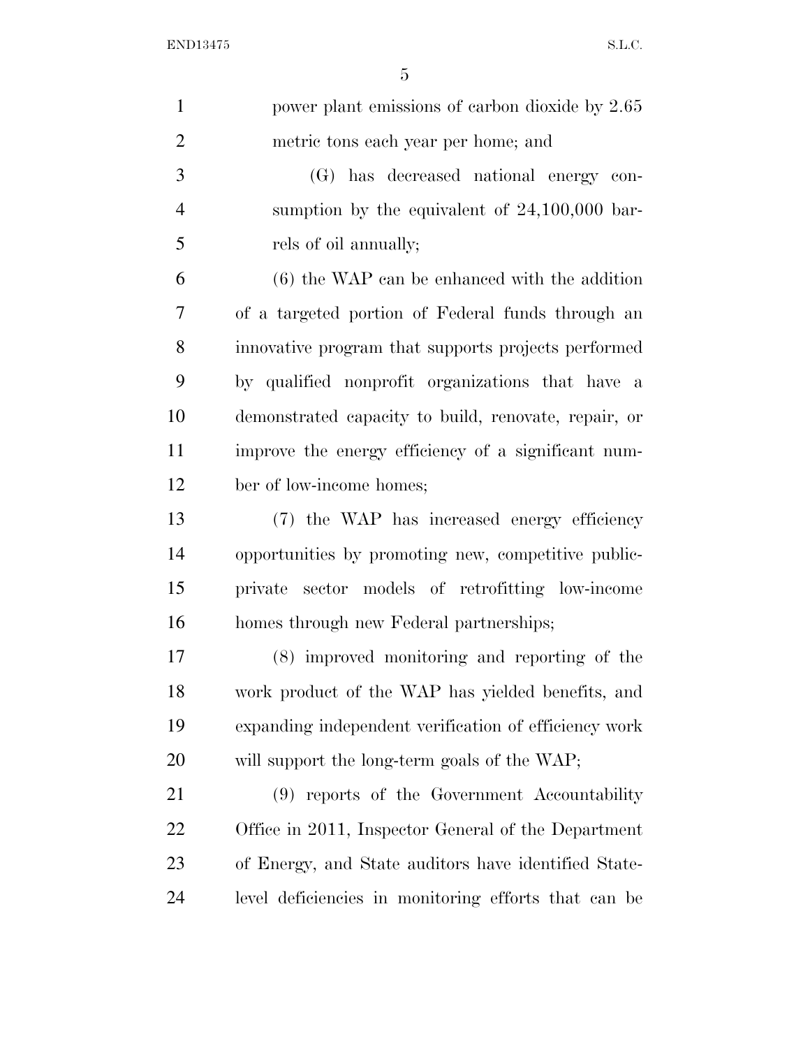power plant emissions of carbon dioxide by 2.65 metric tons each year per home; and

(G) has decreased national energy consumption by the equivalent of 24,100,000 barrels of oil annually;

(6) the WAP can be enhanced with the addition of a targeted portion of Federal funds through an innovative program that supports projects performed by qualified nonprofit organizations that have a demonstrated capacity to build, renovate, repair, or improve the energy efficiency of a significant number of low-income homes;

(7) the WAP has increased energy efficiency opportunities by promoting new, competitive public-private sector models of retrofitting low-income homes through new Federal partnerships;

(8) improved monitoring and reporting of the work product of the WAP has yielded benefits, and expanding independent verification of efficiency work will support the long-term goals of the WAP;

(9) reports of the Government Accountability Office in 2011, Inspector General of the Department of Energy, and State auditors have identified State-level deficiencies in monitoring efforts that can be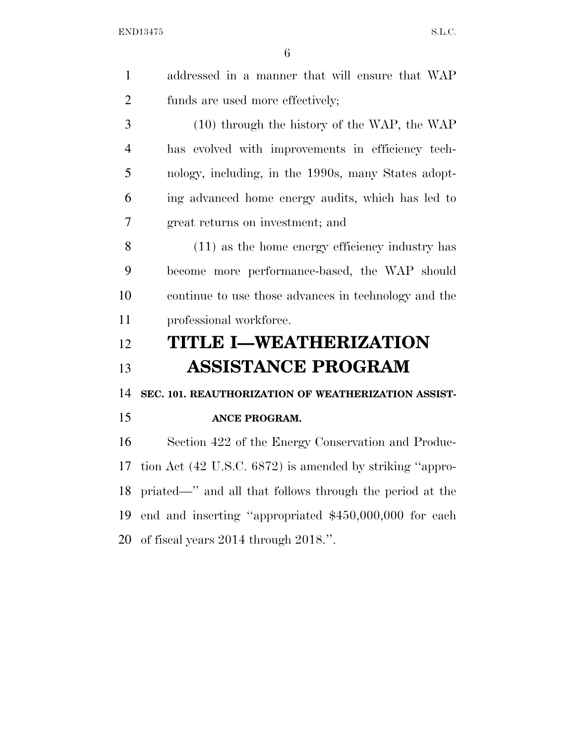addressed in a manner that will ensure that WAP funds are used more effectively;

(10) through the history of the WAP, the WAP has evolved with improvements in efficiency technology, including, in the 1990s, many States adopting advanced home energy audits, which has led to great returns on investment; and

(11) as the home energy efficiency industry has become more performance-based, the WAP should continue to use those advances in technology and the professional workforce.

# TITLE I—WEATHERIZATION ASSISTANCE PROGRAM

### SEC. 101. REAUTHORIZATION OF WEATHERIZATION ASSISTANCE PROGRAM.

Section 422 of the Energy Conservation and Production Act (42 U.S.C. 6872) is amended by striking "appropriated—" and all that follows through the period at the end and inserting "appropriated $450,000,000 for each of fiscal years 2014 through 2018.".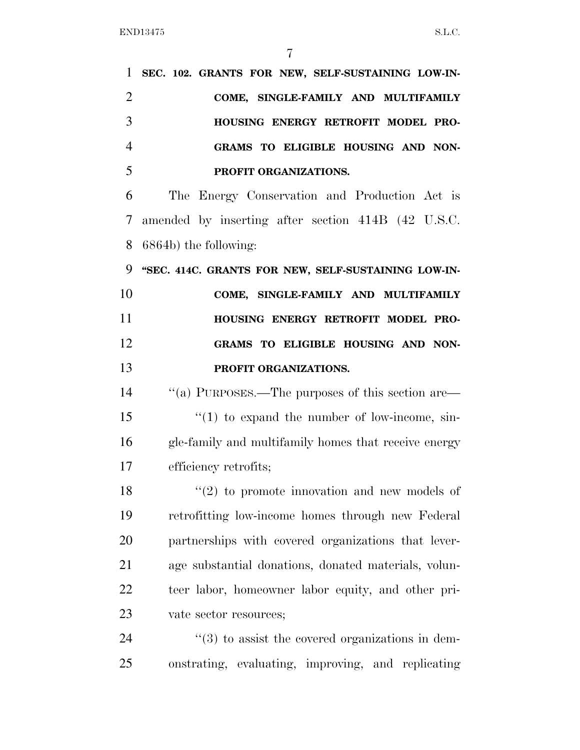**SEC. 102. GRANTS FOR NEW, SELF-SUSTAINING LOW-INCOME, SINGLE-FAMILY AND MULTIFAMILY HOUSING ENERGY RETROFIT MODEL PROGRAMS TO ELIGIBLE HOUSING AND NONPROFIT ORGANIZATIONS.**

The Energy Conservation and Production Act is amended by inserting after section 414B (42 U.S.C. 6864b) the following:

**"SEC. 414C. GRANTS FOR NEW, SELF-SUSTAINING LOW-INCOME, SINGLE-FAMILY AND MULTIFAMILY HOUSING ENERGY RETROFIT MODEL PROGRAMS TO ELIGIBLE HOUSING AND NONPROFIT ORGANIZATIONS.**

"(a) PURPOSES.—The purposes of this section are—

"(1) to expand the number of low-income, single-family and multifamily homes that receive energy efficiency retrofits;

"(2) to promote innovation and new models of retrofitting low-income homes through new Federal partnerships with covered organizations that leverage substantial donations, donated materials, volunteer labor, homeowner labor equity, and other private sector resources;

"(3) to assist the covered organizations in demonstrating, evaluating, improving, and replicating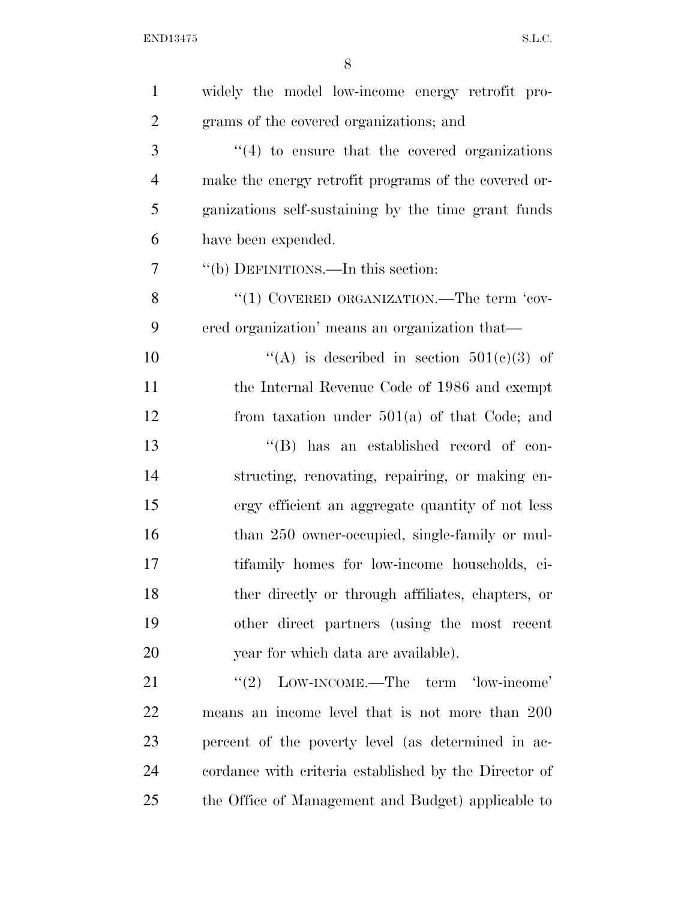widely the model low-income energy retrofit programs of the covered organizations; and

"(4) to ensure that the covered organizations make the energy retrofit programs of the covered organizations self-sustaining by the time grant funds have been expended.

"(b) DEFINITIONS.—In this section:

"(1) COVERED ORGANIZATION.—The term 'covered organization' means an organization that—

"(A) is described in section 501(c)(3) of the Internal Revenue Code of 1986 and exempt from taxation under 501(a) of that Code; and

"(B) has an established record of constructing, renovating, repairing, or making energy efficient an aggregate quantity of not less than 250 owner-occupied, single-family or multifamily homes for low-income households, either directly or through affiliates, chapters, or other direct partners (using the most recent year for which data are available).

"(2) LOW-INCOME.—The term 'low-income' means an income level that is not more than 200 percent of the poverty level (as determined in accordance with criteria established by the Director of the Office of Management and Budget) applicable to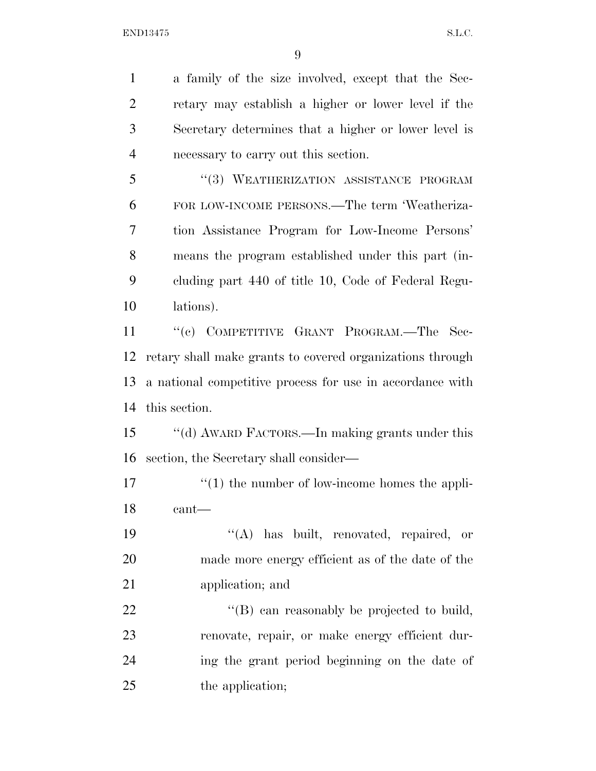a family of the size involved, except that the Secretary may establish a higher or lower level if the Secretary determines that a higher or lower level is necessary to carry out this section.

"(3) WEATHERIZATION ASSISTANCE PROGRAM FOR LOW-INCOME PERSONS.—The term 'Weatherization Assistance Program for Low-Income Persons' means the program established under this part (including part 440 of title 10, Code of Federal Regulations).

"(c) COMPETITIVE GRANT PROGRAM.—The Secretary shall make grants to covered organizations through a national competitive process for use in accordance with this section.

"(d) AWARD FACTORS.—In making grants under this section, the Secretary shall consider—

"(1) the number of low-income homes the applicant—

"(A) has built, renovated, repaired, or made more energy efficient as of the date of the application; and

"(B) can reasonably be projected to build, renovate, repair, or make energy efficient during the grant period beginning on the date of the application;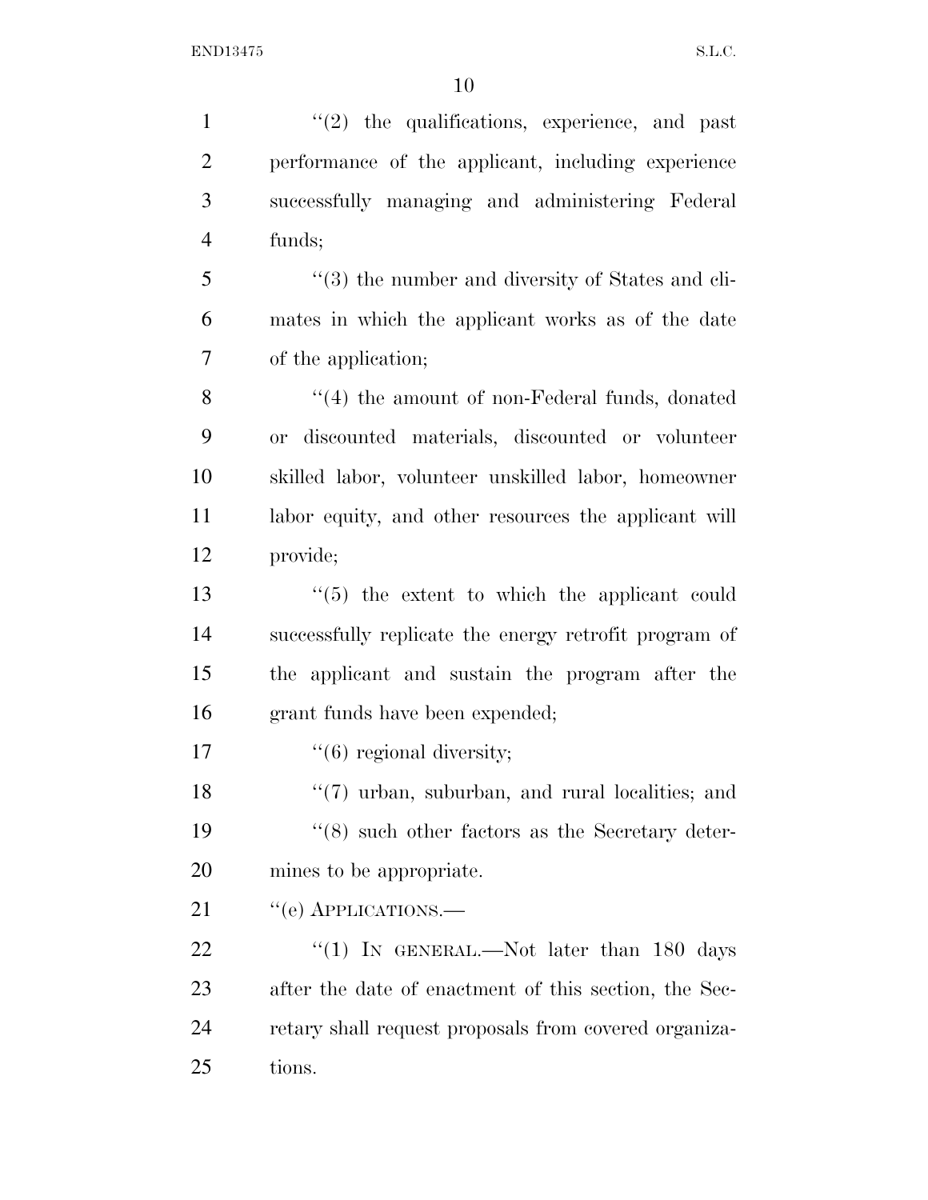"(2) the qualifications, experience, and past performance of the applicant, including experience successfully managing and administering Federal funds;

"(3) the number and diversity of States and climates in which the applicant works as of the date of the application;

"(4) the amount of non-Federal funds, donated or discounted materials, discounted or volunteer skilled labor, volunteer unskilled labor, homeowner labor equity, and other resources the applicant will provide;

"(5) the extent to which the applicant could successfully replicate the energy retrofit program of the applicant and sustain the program after the grant funds have been expended;

"(6) regional diversity;

"(7) urban, suburban, and rural localities; and

"(8) such other factors as the Secretary determines to be appropriate.

"(e) APPLICATIONS.—

"(1) IN GENERAL.—Not later than 180 days after the date of enactment of this section, the Secretary shall request proposals from covered organizations.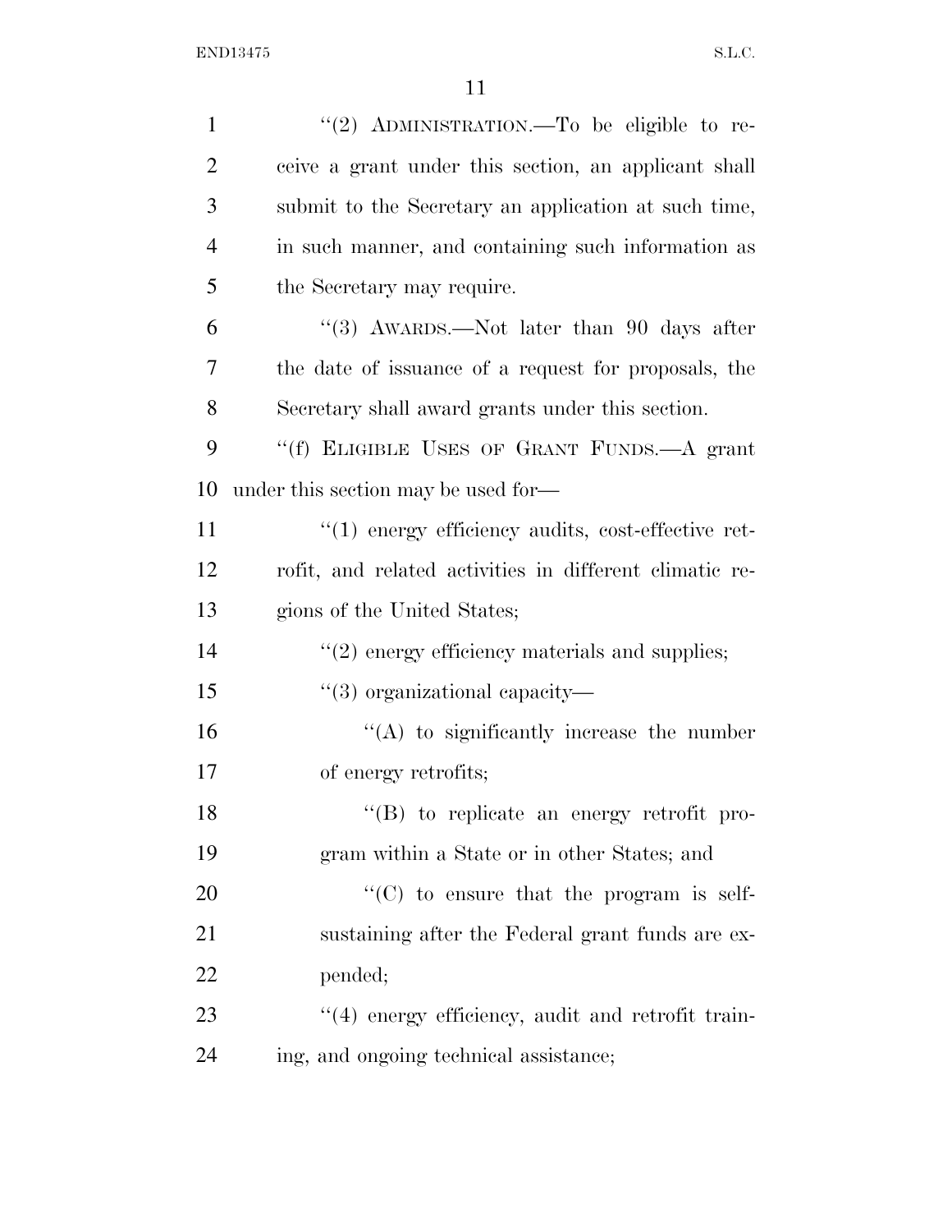"(2) ADMINISTRATION.—To be eligible to receive a grant under this section, an applicant shall submit to the Secretary an application at such time, in such manner, and containing such information as the Secretary may require.

"(3) AWARDS.—Not later than 90 days after the date of issuance of a request for proposals, the Secretary shall award grants under this section.

"(f) ELIGIBLE USES OF GRANT FUNDS.—A grant under this section may be used for—

"(1) energy efficiency audits, cost-effective retrofit, and related activities in different climatic regions of the United States;

"(2) energy efficiency materials and supplies;

"(3) organizational capacity—

"(A) to significantly increase the number of energy retrofits;

"(B) to replicate an energy retrofit program within a State or in other States; and

"(C) to ensure that the program is self-sustaining after the Federal grant funds are expended;

"(4) energy efficiency, audit and retrofit training, and ongoing technical assistance;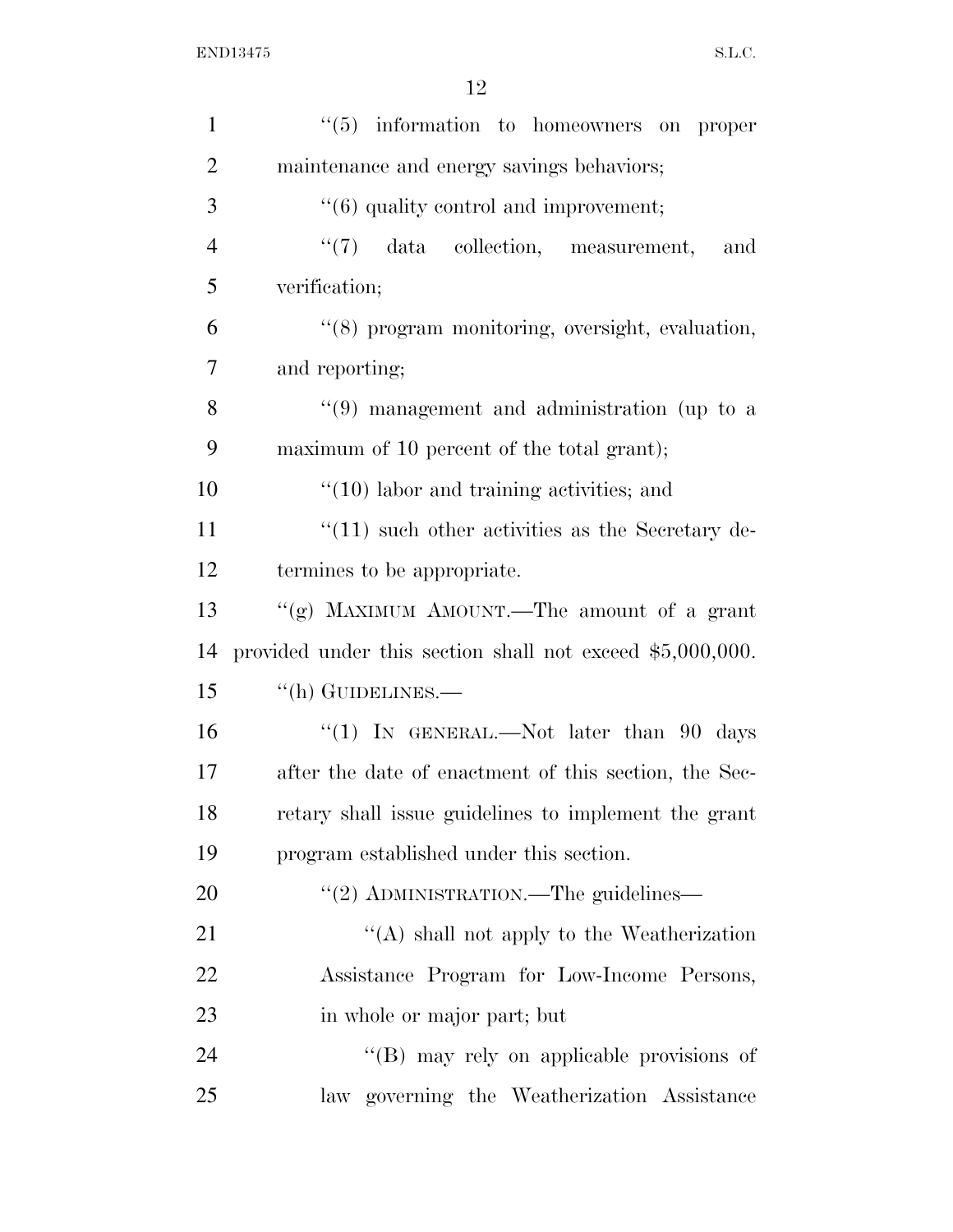''(5) information to homeowners on proper maintenance and energy savings behaviors;

''(6) quality control and improvement;

''(7) data collection, measurement, and verification;

''(8) program monitoring, oversight, evaluation, and reporting;

''(9) management and administration (up to a maximum of 10 percent of the total grant);

''(10) labor and training activities; and

''(11) such other activities as the Secretary determines to be appropriate.

''(g) MAXIMUM AMOUNT.—The amount of a grant provided under this section shall not exceed $5,000,000.

''(h) GUIDELINES.—

''(1) IN GENERAL.—Not later than 90 days after the date of enactment of this section, the Secretary shall issue guidelines to implement the grant program established under this section.

''(2) ADMINISTRATION.—The guidelines—

''(A) shall not apply to the Weatherization Assistance Program for Low-Income Persons, in whole or major part; but

''(B) may rely on applicable provisions of law governing the Weatherization Assistance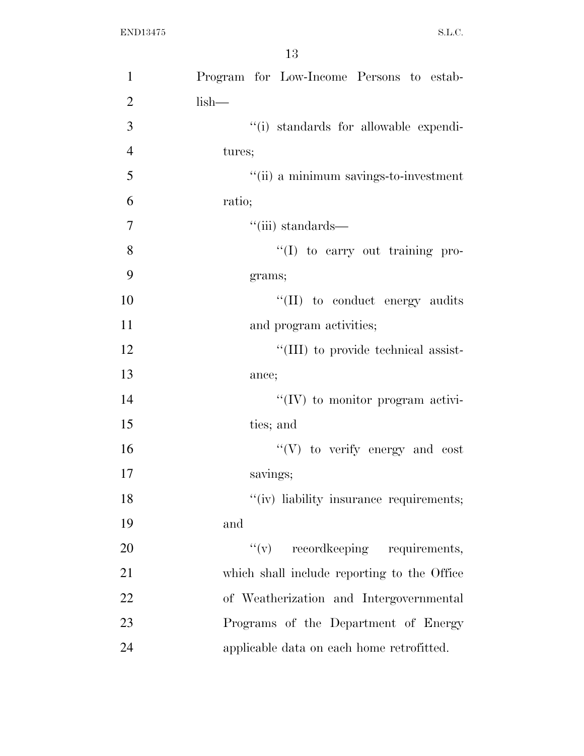Program for Low-Income Persons to establish—

"(i) standards for allowable expenditures;

"(ii) a minimum savings-to-investment ratio;

"(iii) standards—

"(I) to carry out training programs;

"(II) to conduct energy audits and program activities;

"(III) to provide technical assistance;

"(IV) to monitor program activities; and

"(V) to verify energy and cost savings;

"(iv) liability insurance requirements; and

"(v) recordkeeping requirements, which shall include reporting to the Office of Weatherization and Intergovernmental Programs of the Department of Energy applicable data on each home retrofitted.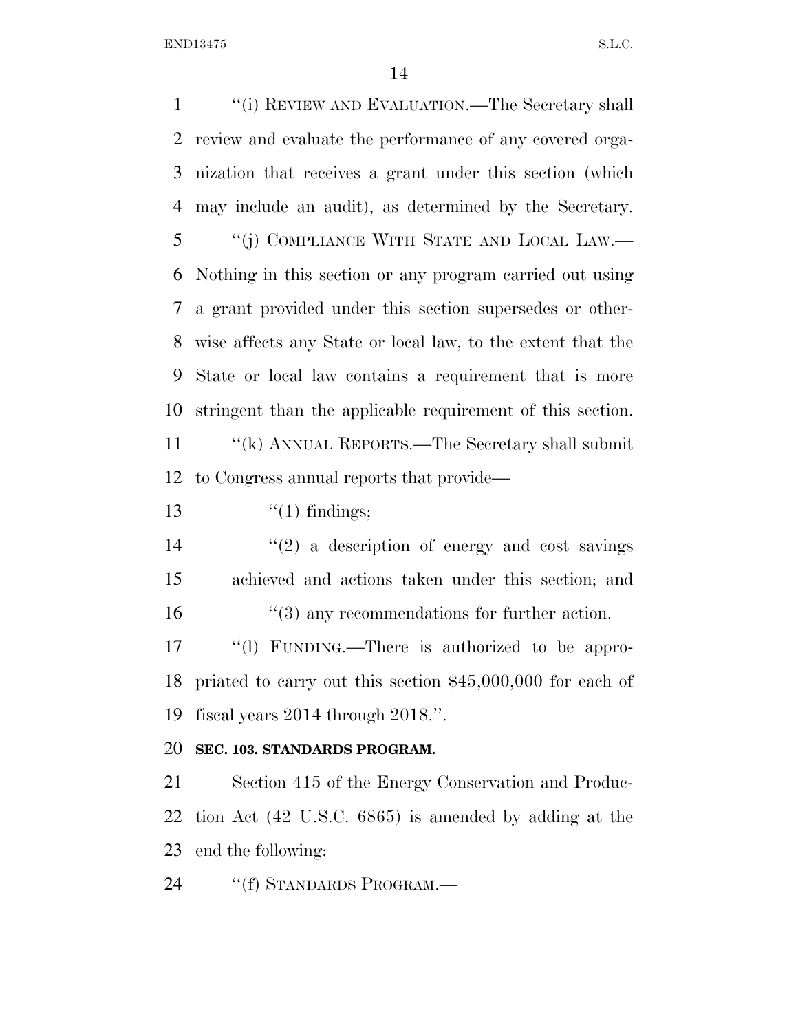"(i) REVIEW AND EVALUATION.—The Secretary shall review and evaluate the performance of any covered organization that receives a grant under this section (which may include an audit), as determined by the Secretary.

"(j) COMPLIANCE WITH STATE AND LOCAL LAW.—Nothing in this section or any program carried out using a grant provided under this section supersedes or otherwise affects any State or local law, to the extent that the State or local law contains a requirement that is more stringent than the applicable requirement of this section.

"(k) ANNUAL REPORTS.—The Secretary shall submit to Congress annual reports that provide—

"(1) findings;

"(2) a description of energy and cost savings achieved and actions taken under this section; and

"(3) any recommendations for further action.

"(l) FUNDING.—There is authorized to be appropriated to carry out this section $45,000,000 for each of fiscal years 2014 through 2018.".

**SEC. 103. STANDARDS PROGRAM.**

Section 415 of the Energy Conservation and Production Act (42 U.S.C. 6865) is amended by adding at the end the following:

"(f) STANDARDS PROGRAM.—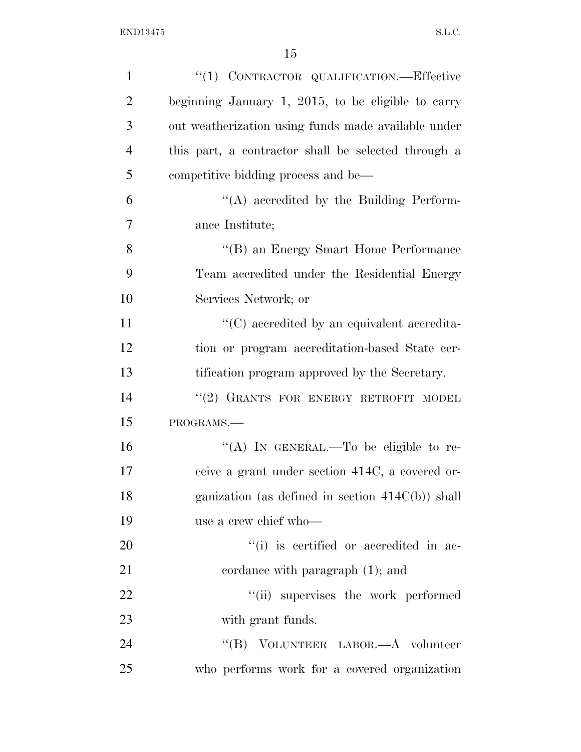"(1) CONTRACTOR QUALIFICATION.—Effective beginning January 1, 2015, to be eligible to carry out weatherization using funds made available under this part, a contractor shall be selected through a competitive bidding process and be—

"(A) accredited by the Building Performance Institute;

"(B) an Energy Smart Home Performance Team accredited under the Residential Energy Services Network; or

"(C) accredited by an equivalent accreditation or program accreditation-based State certification program approved by the Secretary.

"(2) GRANTS FOR ENERGY RETROFIT MODEL PROGRAMS.—

"(A) IN GENERAL.—To be eligible to receive a grant under section 414C, a covered organization (as defined in section 414C(b)) shall use a crew chief who—

"(i) is certified or accredited in accordance with paragraph (1); and

"(ii) supervises the work performed with grant funds.

"(B) VOLUNTEER LABOR.—A volunteer who performs work for a covered organization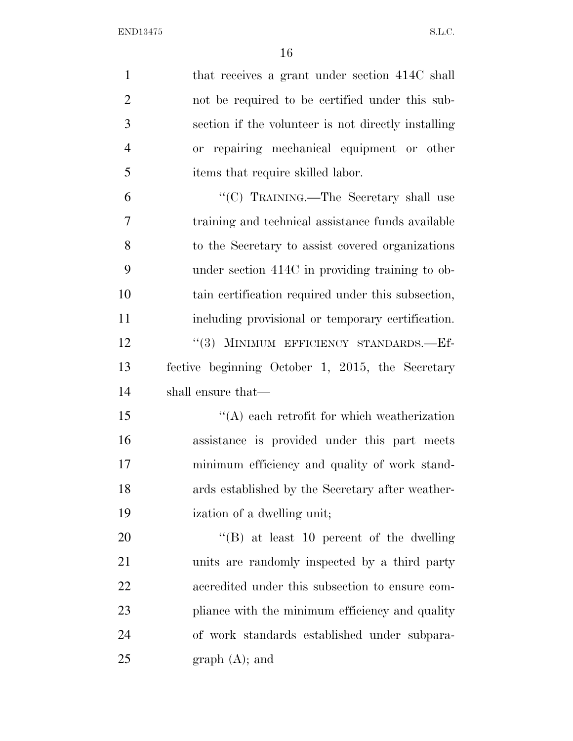that receives a grant under section 414C shall not be required to be certified under this subsection if the volunteer is not directly installing or repairing mechanical equipment or other items that require skilled labor.

"(C) TRAINING.—The Secretary shall use training and technical assistance funds available to the Secretary to assist covered organizations under section 414C in providing training to obtain certification required under this subsection, including provisional or temporary certification.

"(3) MINIMUM EFFICIENCY STANDARDS.—Effective beginning October 1, 2015, the Secretary shall ensure that—

"(A) each retrofit for which weatherization assistance is provided under this part meets minimum efficiency and quality of work standards established by the Secretary after weatherization of a dwelling unit;

"(B) at least 10 percent of the dwelling units are randomly inspected by a third party accredited under this subsection to ensure compliance with the minimum efficiency and quality of work standards established under subparagraph (A); and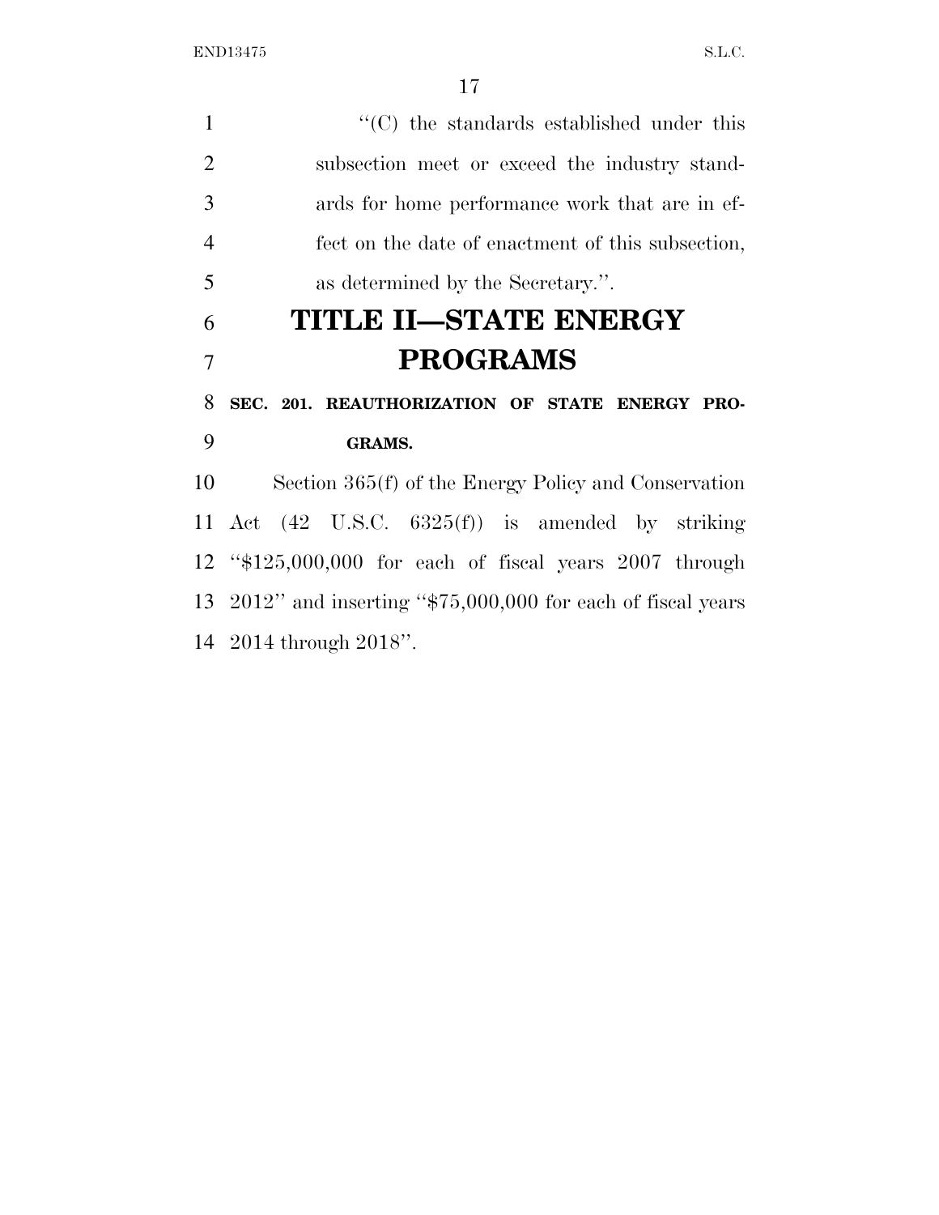''(C) the standards established under this subsection meet or exceed the industry standards for home performance work that are in effect on the date of enactment of this subsection, as determined by the Secretary.''.

# TITLE II—STATE ENERGY PROGRAMS

## SEC. 201. REAUTHORIZATION OF STATE ENERGY PROGRAMS.

Section 365(f) of the Energy Policy and Conservation Act (42 U.S.C. 6325(f)) is amended by striking ''$125,000,000 for each of fiscal years 2007 through 2012'' and inserting ''$75,000,000 for each of fiscal years 2014 through 2018''.